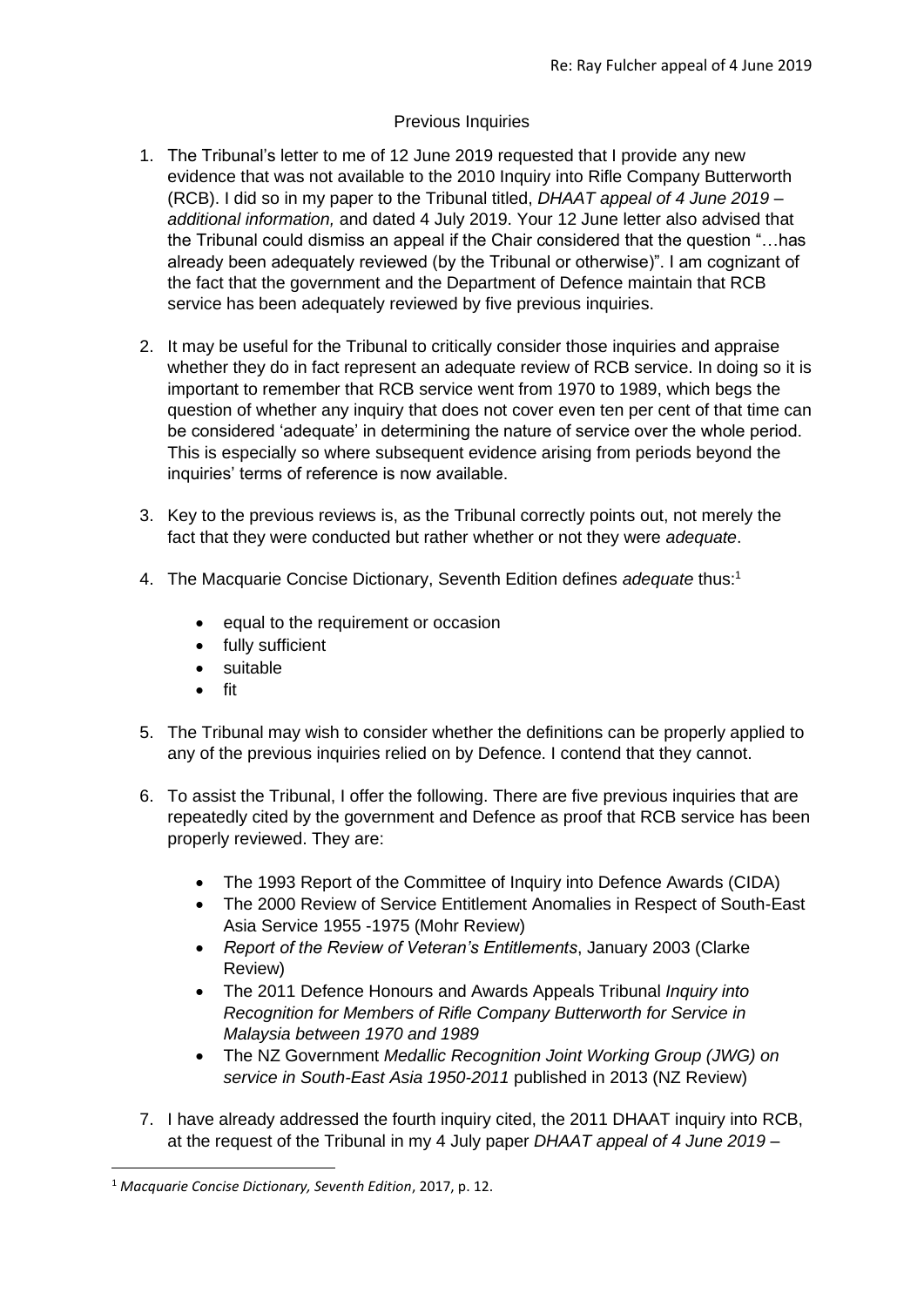## Previous Inquiries

1. The Tribunal's letter to me of 12 June 2019 requested that I provide any new evidence that was not available to the 2010 Inquiry into Rifle Company Butterworth (RCB). I did so in my paper to the Tribunal titled, *DHAAT appeal of 4 June 2019 – additional information,* and dated 4 July 2019. Your 12 June letter also advised that the Tribunal could dismiss an appeal if the Chair considered that the question "…has already been adequately reviewed (by the Tribunal or otherwise)". I am cognizant of the fact that the government and the Department of Defence maintain that RCB service has been adequately reviewed by five previous inquiries.

2. It may be useful for the Tribunal to critically consider those inquiries and appraise whether they do in fact represent an adequate review of RCB service. In doing so it is important to remember that RCB service went from 1970 to 1989, which begs the question of whether any inquiry that does not cover even ten per cent of that time can be considered 'adequate' in determining the nature of service over the whole period. This is especially so where subsequent evidence arising from periods beyond the inquiries' terms of reference is now available.

3. Key to the previous reviews is, as the Tribunal correctly points out, not merely the fact that they were conducted but rather whether or not they were *adequate*.

4. The Macquarie Concise Dictionary, Seventh Edition defines *adequate* thus:[1]

   - equal to the requirement or occasion
   - fully sufficient
   - suitable
   - fit

5. The Tribunal may wish to consider whether the definitions can be properly applied to any of the previous inquiries relied on by Defence. I contend that they cannot.

6. To assist the Tribunal, I offer the following. There are five previous inquiries that are repeatedly cited by the government and Defence as proof that RCB service has been properly reviewed. They are:

   - The 1993 Report of the Committee of Inquiry into Defence Awards (CIDA)
   - The 2000 Review of Service Entitlement Anomalies in Respect of South-East Asia Service 1955 -1975 (Mohr Review)
   - *Report of the Review of Veteran's Entitlements*, January 2003 (Clarke Review)
   - The 2011 Defence Honours and Awards Appeals Tribunal *Inquiry into Recognition for Members of Rifle Company Butterworth for Service in Malaysia between 1970 and 1989*
   - The NZ Government *Medallic Recognition Joint Working Group (JWG) on service in South-East Asia 1950-2011* published in 2013 (NZ Review)

7. I have already addressed the fourth inquiry cited, the 2011 DHAAT inquiry into RCB, at the request of the Tribunal in my 4 July paper *DHAAT appeal of 4 June 2019 –*

[1] *Macquarie Concise Dictionary, Seventh Edition*, 2017, p. 12.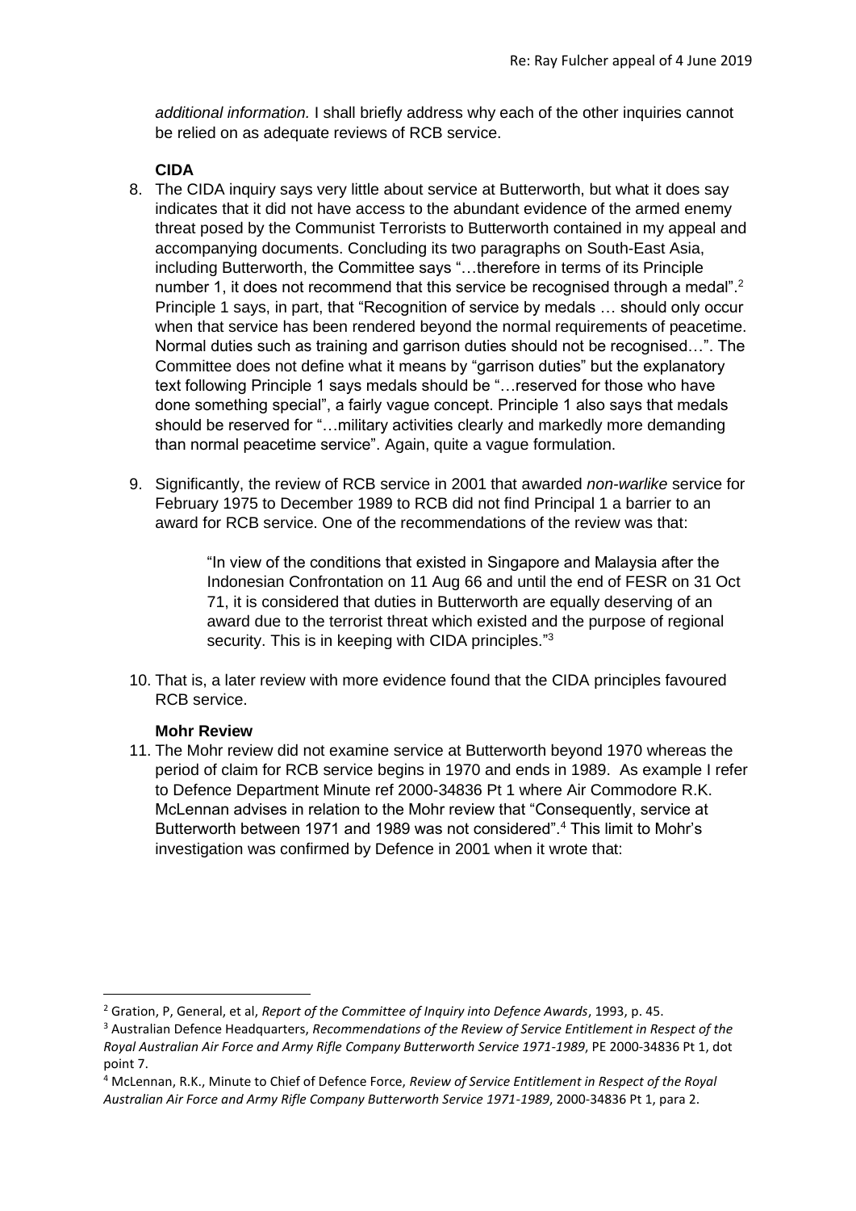*additional information.* I shall briefly address why each of the other inquiries cannot be relied on as adequate reviews of RCB service.

**CIDA**

8. The CIDA inquiry says very little about service at Butterworth, but what it does say indicates that it did not have access to the abundant evidence of the armed enemy threat posed by the Communist Terrorists to Butterworth contained in my appeal and accompanying documents. Concluding its two paragraphs on South-East Asia, including Butterworth, the Committee says "…therefore in terms of its Principle number 1, it does not recommend that this service be recognised through a medal".[2] Principle 1 says, in part, that "Recognition of service by medals … should only occur when that service has been rendered beyond the normal requirements of peacetime. Normal duties such as training and garrison duties should not be recognised…". The Committee does not define what it means by "garrison duties" but the explanatory text following Principle 1 says medals should be "…reserved for those who have done something special", a fairly vague concept. Principle 1 also says that medals should be reserved for "…military activities clearly and markedly more demanding than normal peacetime service". Again, quite a vague formulation.

9. Significantly, the review of RCB service in 2001 that awarded *non-warlike* service for February 1975 to December 1989 to RCB did not find Principal 1 a barrier to an award for RCB service. One of the recommendations of the review was that:

   > "In view of the conditions that existed in Singapore and Malaysia after the Indonesian Confrontation on 11 Aug 66 and until the end of FESR on 31 Oct 71, it is considered that duties in Butterworth are equally deserving of an award due to the terrorist threat which existed and the purpose of regional security. This is in keeping with CIDA principles."[3]

10. That is, a later review with more evidence found that the CIDA principles favoured RCB service.

**Mohr Review**

11. The Mohr review did not examine service at Butterworth beyond 1970 whereas the period of claim for RCB service begins in 1970 and ends in 1989. As example I refer to Defence Department Minute ref 2000-34836 Pt 1 where Air Commodore R.K. McLennan advises in relation to the Mohr review that "Consequently, service at Butterworth between 1971 and 1989 was not considered".[4] This limit to Mohr's investigation was confirmed by Defence in 2001 when it wrote that:

---

[2] Gration, P, General, et al, *Report of the Committee of Inquiry into Defence Awards*, 1993, p. 45.

[3] Australian Defence Headquarters, *Recommendations of the Review of Service Entitlement in Respect of the Royal Australian Air Force and Army Rifle Company Butterworth Service 1971-1989*, PE 2000-34836 Pt 1, dot point 7.

[4] McLennan, R.K., Minute to Chief of Defence Force, *Review of Service Entitlement in Respect of the Royal Australian Air Force and Army Rifle Company Butterworth Service 1971-1989*, 2000-34836 Pt 1, para 2.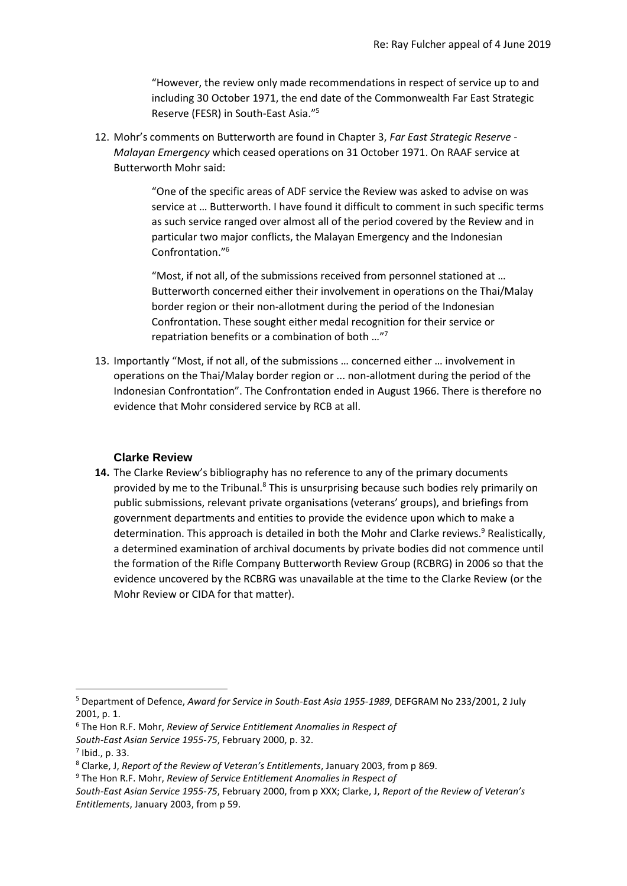"However, the review only made recommendations in respect of service up to and including 30 October 1971, the end date of the Commonwealth Far East Strategic Reserve (FESR) in South-East Asia."[5]

12. Mohr's comments on Butterworth are found in Chapter 3, *Far East Strategic Reserve - Malayan Emergency* which ceased operations on 31 October 1971. On RAAF service at Butterworth Mohr said:

> "One of the specific areas of ADF service the Review was asked to advise on was service at … Butterworth. I have found it difficult to comment in such specific terms as such service ranged over almost all of the period covered by the Review and in particular two major conflicts, the Malayan Emergency and the Indonesian Confrontation."[6]
>
> "Most, if not all, of the submissions received from personnel stationed at … Butterworth concerned either their involvement in operations on the Thai/Malay border region or their non-allotment during the period of the Indonesian Confrontation. These sought either medal recognition for their service or repatriation benefits or a combination of both …"[7]

13. Importantly "Most, if not all, of the submissions … concerned either … involvement in operations on the Thai/Malay border region or ... non-allotment during the period of the Indonesian Confrontation". The Confrontation ended in August 1966. There is therefore no evidence that Mohr considered service by RCB at all.

### Clarke Review

**14.** The Clarke Review's bibliography has no reference to any of the primary documents provided by me to the Tribunal.[8] This is unsurprising because such bodies rely primarily on public submissions, relevant private organisations (veterans' groups), and briefings from government departments and entities to provide the evidence upon which to make a determination. This approach is detailed in both the Mohr and Clarke reviews.[9] Realistically, a determined examination of archival documents by private bodies did not commence until the formation of the Rifle Company Butterworth Review Group (RCBRG) in 2006 so that the evidence uncovered by the RCBRG was unavailable at the time to the Clarke Review (or the Mohr Review or CIDA for that matter).

---

[5] Department of Defence, *Award for Service in South-East Asia 1955-1989*, DEFGRAM No 233/2001, 2 July 2001, p. 1.

[6] The Hon R.F. Mohr, *Review of Service Entitlement Anomalies in Respect of South-East Asian Service 1955-75*, February 2000, p. 32.

[7] Ibid., p. 33.

[8] Clarke, J, *Report of the Review of Veteran's Entitlements*, January 2003, from p 869.

[9] The Hon R.F. Mohr, *Review of Service Entitlement Anomalies in Respect of South-East Asian Service 1955-75*, February 2000, from p XXX; Clarke, J, *Report of the Review of Veteran's Entitlements*, January 2003, from p 59.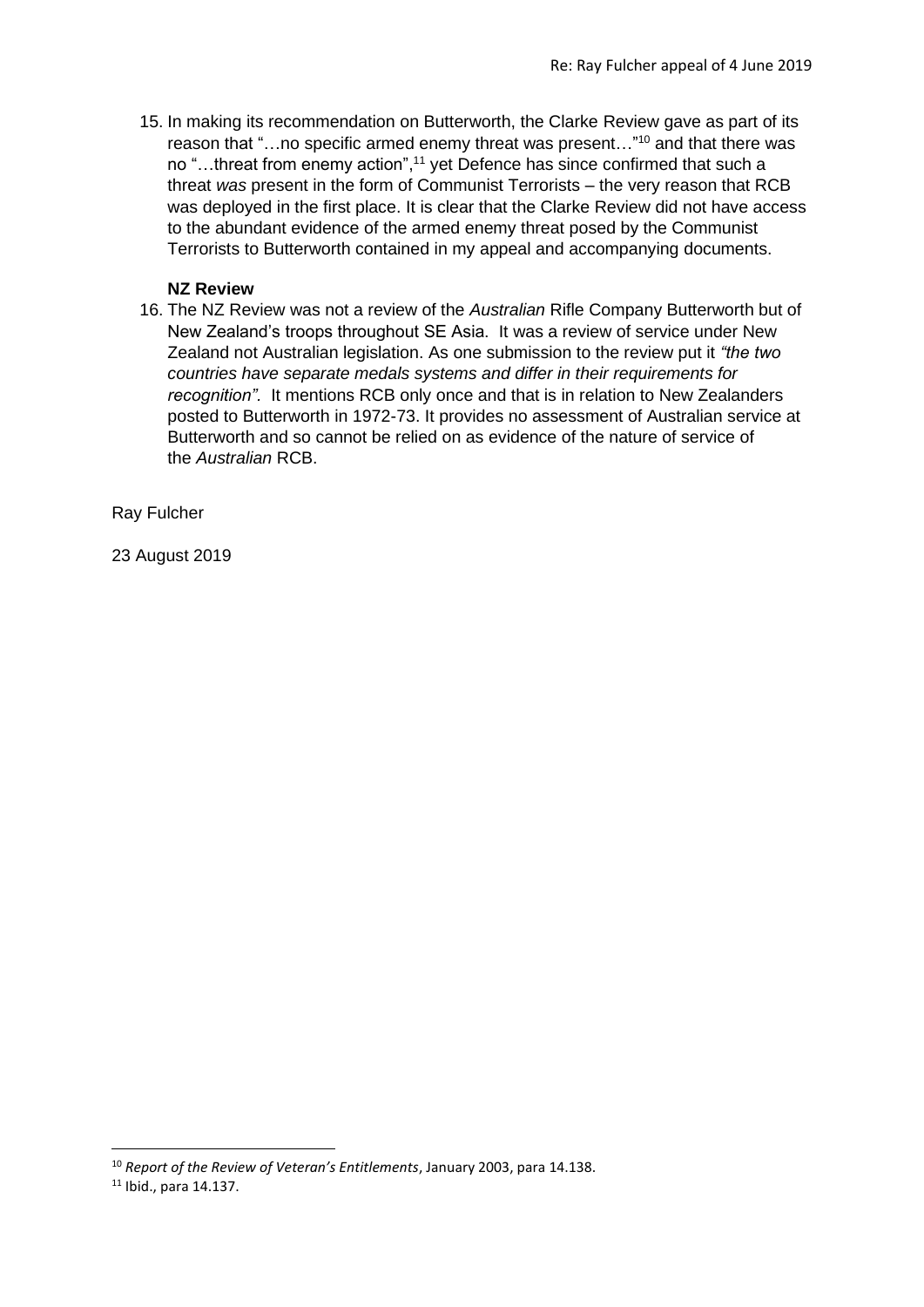15. In making its recommendation on Butterworth, the Clarke Review gave as part of its reason that "…no specific armed enemy threat was present…"[10] and that there was no "…threat from enemy action",[11] yet Defence has since confirmed that such a threat *was* present in the form of Communist Terrorists – the very reason that RCB was deployed in the first place. It is clear that the Clarke Review did not have access to the abundant evidence of the armed enemy threat posed by the Communist Terrorists to Butterworth contained in my appeal and accompanying documents.

**NZ Review**

16. The NZ Review was not a review of the *Australian* Rifle Company Butterworth but of New Zealand's troops throughout SE Asia. It was a review of service under New Zealand not Australian legislation. As one submission to the review put it *"the two countries have separate medals systems and differ in their requirements for recognition".* It mentions RCB only once and that is in relation to New Zealanders posted to Butterworth in 1972-73. It provides no assessment of Australian service at Butterworth and so cannot be relied on as evidence of the nature of service of the *Australian* RCB.

Ray Fulcher

23 August 2019

---

[10] *Report of the Review of Veteran's Entitlements*, January 2003, para 14.138.

[11] Ibid., para 14.137.